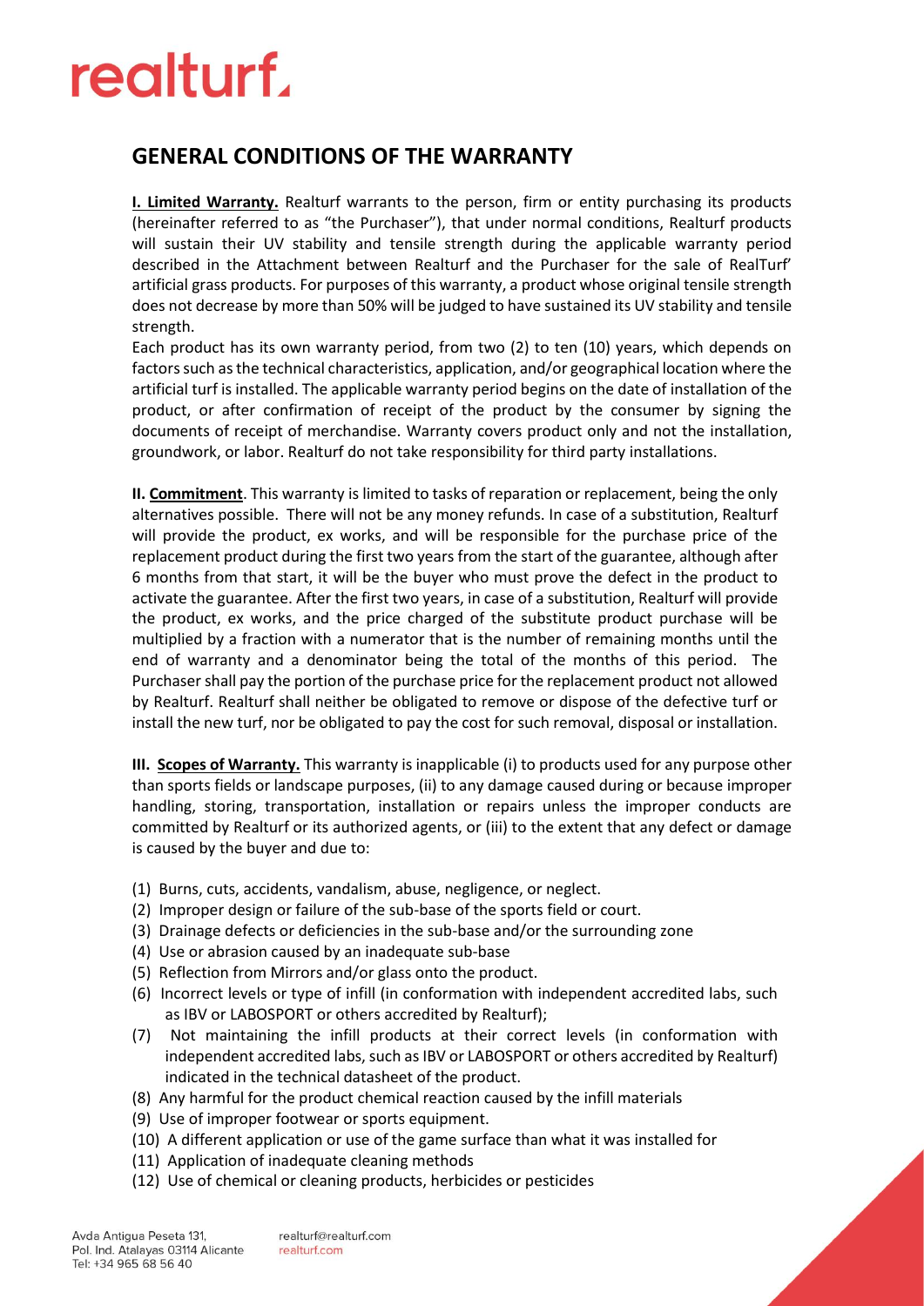# realturf.

## GENERAL CONDITIONS OF THE WARRANTY

**I. Limited Warranty.** Realturf warrants to the person, firm or entity purchasing its products (hereinafter referred to as "the Purchaser"), that under normal conditions, Realturf products will sustain their UV stability and tensile strength during the applicable warranty period described in the Attachment between Realturf and the Purchaser for the sale of RealTurf' artificial grass products. For purposes of this warranty, a product whose original tensile strength does not decrease by more than 50% will be judged to have sustained its UV stability and tensile strength.

Each product has its own warranty period, from two (2) to ten (10) years, which depends on factors such as the technical characteristics, application, and/or geographical location where the artificial turf is installed. The applicable warranty period begins on the date of installation of the product, or after confirmation of receipt of the product by the consumer by signing the documents of receipt of merchandise. Warranty covers product only and not the installation, groundwork, or labor. Realturf do not take responsibility for third party installations.

**II. Commitment**. This warranty is limited to tasks of reparation or replacement, being the only alternatives possible. There will not be any money refunds. In case of a substitution, Realturf will provide the product, ex works, and will be responsible for the purchase price of the replacement product during the first two years from the start of the guarantee, although after 6 months from that start, it will be the buyer who must prove the defect in the product to activate the guarantee. After the first two years, in case of a substitution, Realturf will provide the product, ex works, and the price charged of the substitute product purchase will be multiplied by a fraction with a numerator that is the number of remaining months until the end of warranty and a denominator being the total of the months of this period. The Purchaser shall pay the portion of the purchase price for the replacement product not allowed by Realturf. Realturf shall neither be obligated to remove or dispose of the defective turf or install the new turf, nor be obligated to pay the cost for such removal, disposal or installation.

**III. Scopes of Warranty.** This warranty is inapplicable (i) to products used for any purpose other than sports fields or landscape purposes, (ii) to any damage caused during or because improper handling, storing, transportation, installation or repairs unless the improper conducts are committed by Realturf or its authorized agents, or (iii) to the extent that any defect or damage is caused by the buyer and due to:

(1) Burns, cuts, accidents, vandalism, abuse, negligence, or neglect.
(2) Improper design or failure of the sub-base of the sports field or court.
(3) Drainage defects or deficiencies in the sub-base and/or the surrounding zone
(4) Use or abrasion caused by an inadequate sub-base
(5) Reflection from Mirrors and/or glass onto the product.
(6) Incorrect levels or type of infill (in conformation with independent accredited labs, such as IBV or LABOSPORT or others accredited by Realturf);
(7) Not maintaining the infill products at their correct levels (in conformation with independent accredited labs, such as IBV or LABOSPORT or others accredited by Realturf) indicated in the technical datasheet of the product.
(8) Any harmful for the product chemical reaction caused by the infill materials
(9) Use of improper footwear or sports equipment.
(10) A different application or use of the game surface than what it was installed for
(11) Application of inadequate cleaning methods
(12) Use of chemical or cleaning products, herbicides or pesticides

Avda Antigua Peseta 131,
Pol. Ind. Atalayas 03114 Alicante
Tel: +34 965 68 56 40

realturf@realturf.com
realturf.com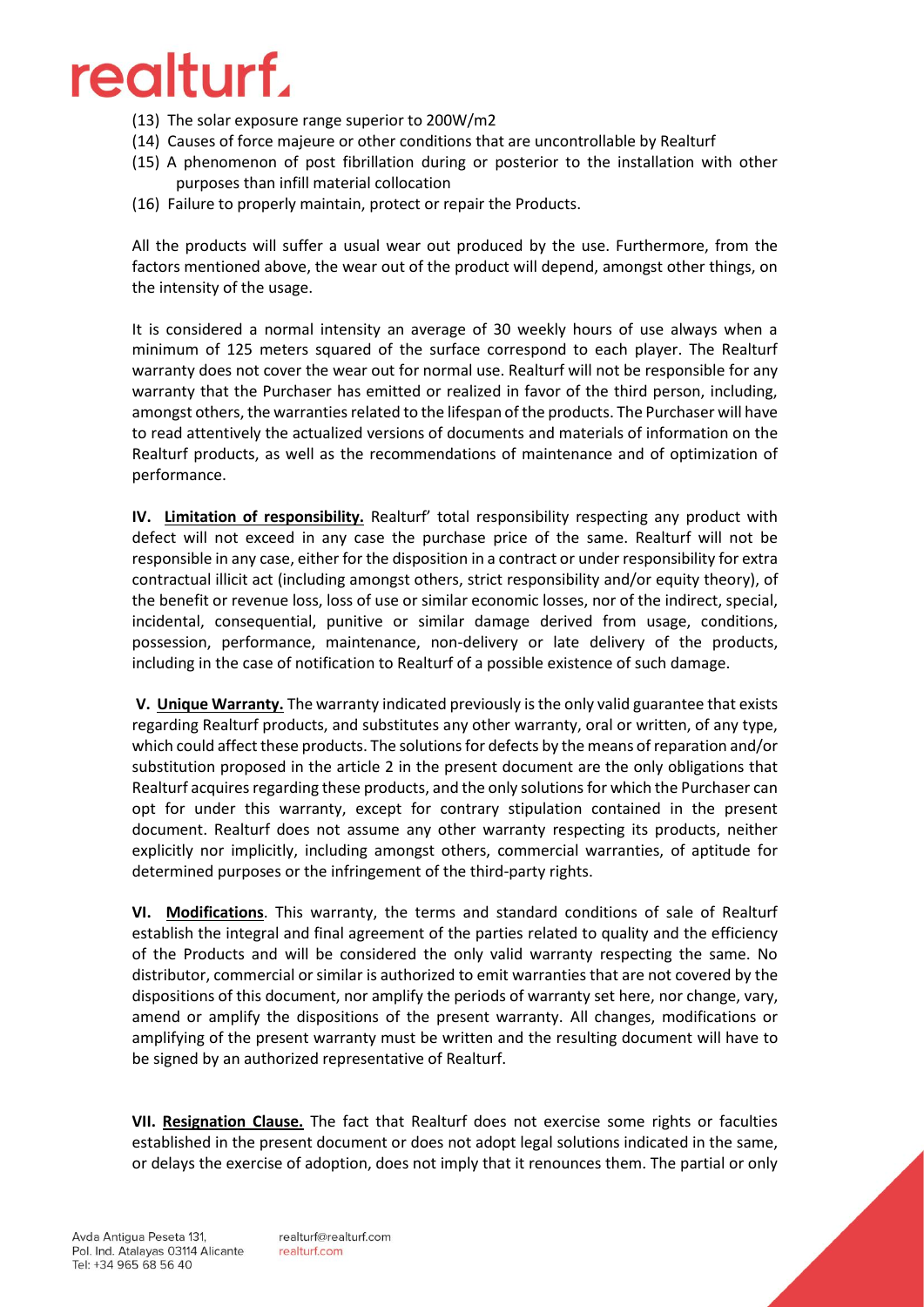(13) The solar exposure range superior to 200W/m2
(14) Causes of force majeure or other conditions that are uncontrollable by Realturf
(15) A phenomenon of post fibrillation during or posterior to the installation with other purposes than infill material collocation
(16) Failure to properly maintain, protect or repair the Products.

All the products will suffer a usual wear out produced by the use. Furthermore, from the factors mentioned above, the wear out of the product will depend, amongst other things, on the intensity of the usage.

It is considered a normal intensity an average of 30 weekly hours of use always when a minimum of 125 meters squared of the surface correspond to each player. The Realturf warranty does not cover the wear out for normal use. Realturf will not be responsible for any warranty that the Purchaser has emitted or realized in favor of the third person, including, amongst others, the warranties related to the lifespan of the products. The Purchaser will have to read attentively the actualized versions of documents and materials of information on the Realturf products, as well as the recommendations of maintenance and of optimization of performance.

**IV. Limitation of responsibility.** Realturf' total responsibility respecting any product with defect will not exceed in any case the purchase price of the same. Realturf will not be responsible in any case, either for the disposition in a contract or under responsibility for extra contractual illicit act (including amongst others, strict responsibility and/or equity theory), of the benefit or revenue loss, loss of use or similar economic losses, nor of the indirect, special, incidental, consequential, punitive or similar damage derived from usage, conditions, possession, performance, maintenance, non-delivery or late delivery of the products, including in the case of notification to Realturf of a possible existence of such damage.

**V. Unique Warranty.** The warranty indicated previously is the only valid guarantee that exists regarding Realturf products, and substitutes any other warranty, oral or written, of any type, which could affect these products. The solutions for defects by the means of reparation and/or substitution proposed in the article 2 in the present document are the only obligations that Realturf acquires regarding these products, and the only solutions for which the Purchaser can opt for under this warranty, except for contrary stipulation contained in the present document. Realturf does not assume any other warranty respecting its products, neither explicitly nor implicitly, including amongst others, commercial warranties, of aptitude for determined purposes or the infringement of the third-party rights.

**VI. Modifications**. This warranty, the terms and standard conditions of sale of Realturf establish the integral and final agreement of the parties related to quality and the efficiency of the Products and will be considered the only valid warranty respecting the same. No distributor, commercial or similar is authorized to emit warranties that are not covered by the dispositions of this document, nor amplify the periods of warranty set here, nor change, vary, amend or amplify the dispositions of the present warranty. All changes, modifications or amplifying of the present warranty must be written and the resulting document will have to be signed by an authorized representative of Realturf.

**VII. Resignation Clause.** The fact that Realturf does not exercise some rights or faculties established in the present document or does not adopt legal solutions indicated in the same, or delays the exercise of adoption, does not imply that it renounces them. The partial or only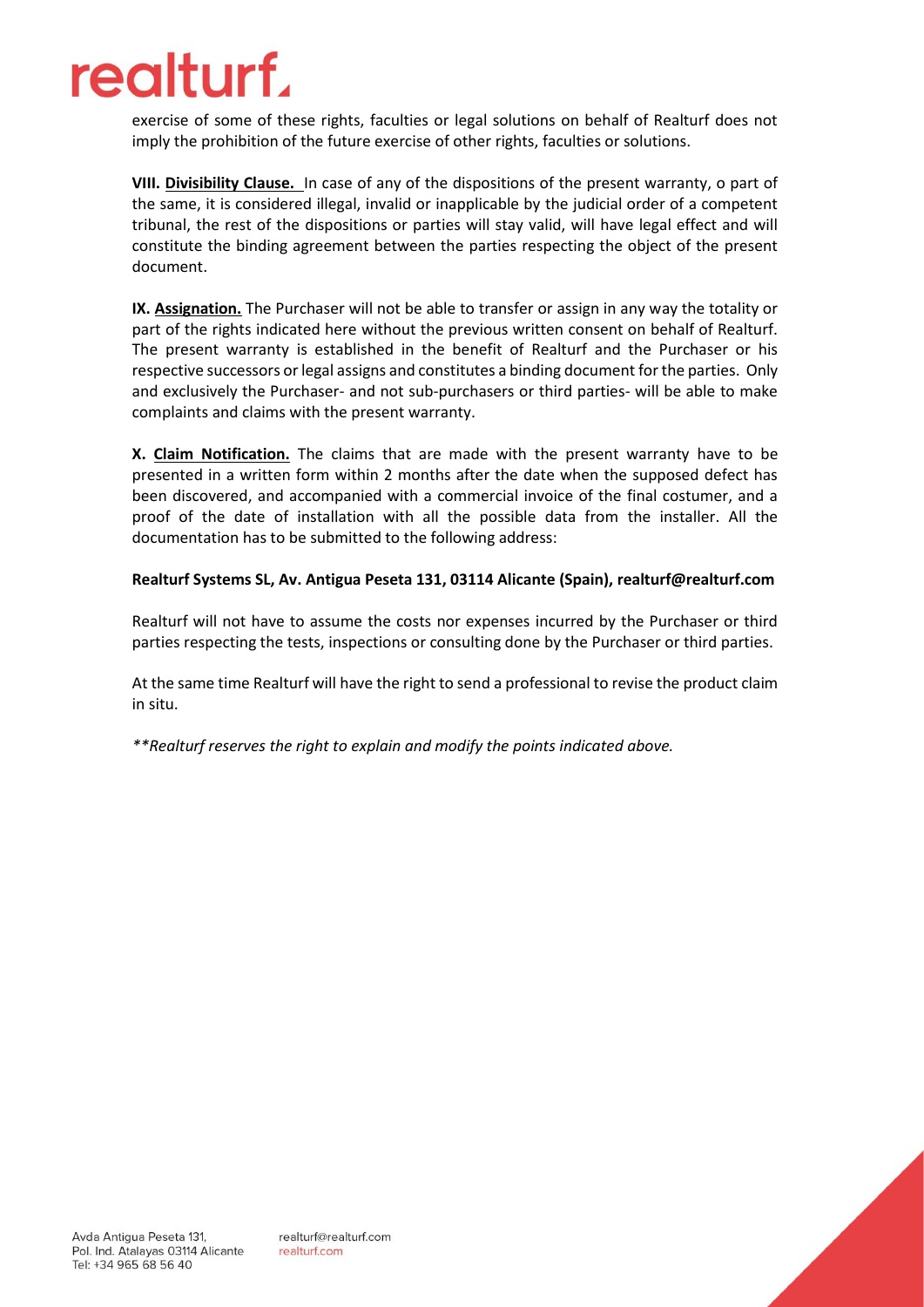exercise of some of these rights, faculties or legal solutions on behalf of Realturf does not imply the prohibition of the future exercise of other rights, faculties or solutions.

**VIII. <u>Divisibility Clause.</u>** In case of any of the dispositions of the present warranty, o part of the same, it is considered illegal, invalid or inapplicable by the judicial order of a competent tribunal, the rest of the dispositions or parties will stay valid, will have legal effect and will constitute the binding agreement between the parties respecting the object of the present document.

**IX. <u>Assignation.</u>** The Purchaser will not be able to transfer or assign in any way the totality or part of the rights indicated here without the previous written consent on behalf of Realturf. The present warranty is established in the benefit of Realturf and the Purchaser or his respective successors or legal assigns and constitutes a binding document for the parties. Only and exclusively the Purchaser- and not sub-purchasers or third parties- will be able to make complaints and claims with the present warranty.

**X. <u>Claim Notification.</u>** The claims that are made with the present warranty have to be presented in a written form within 2 months after the date when the supposed defect has been discovered, and accompanied with a commercial invoice of the final costumer, and a proof of the date of installation with all the possible data from the installer. All the documentation has to be submitted to the following address:

**Realturf Systems SL, Av. Antigua Peseta 131, 03114 Alicante (Spain), realturf@realturf.com**

Realturf will not have to assume the costs nor expenses incurred by the Purchaser or third parties respecting the tests, inspections or consulting done by the Purchaser or third parties.

At the same time Realturf will have the right to send a professional to revise the product claim in situ.

*\*\*Realturf reserves the right to explain and modify the points indicated above.*